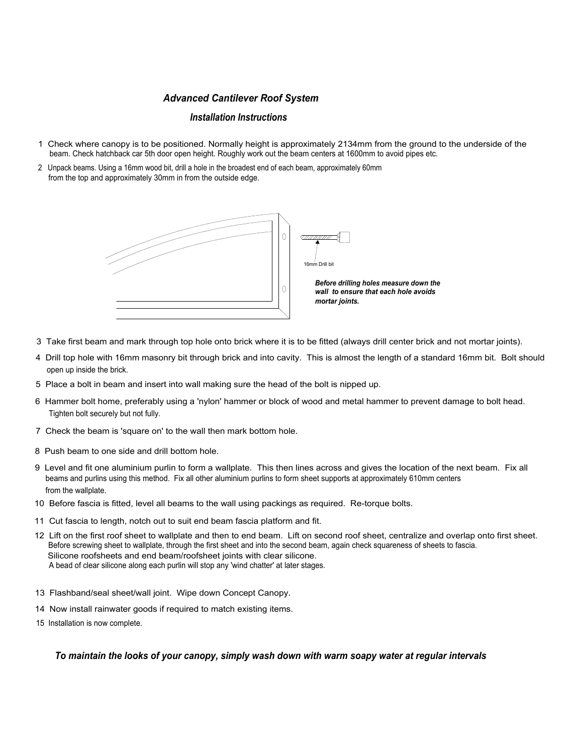## *Advanced Cantilever Roof System*

### *Installation Instructions*

1. Check where canopy is to be positioned. Normally height is approximately 2134mm from the ground to the underside of the beam. Check hatchback car 5th door open height. Roughly work out the beam centers at 1600mm to avoid pipes etc.
2. Unpack beams. Using a 16mm wood bit, drill a hole in the broadest end of each beam, approximately 60mm from the top and approximately 30mm in from the outside edge.

16mm Drill bit

***Before drilling holes measure down the wall to ensure that each hole avoids mortar joints.***

3. Take first beam and mark through top hole onto brick where it is to be fitted (always drill center brick and not mortar joints).
4. Drill top hole with 16mm masonry bit through brick and into cavity. This is almost the length of a standard 16mm bit. Bolt should open up inside the brick.
5. Place a bolt in beam and insert into wall making sure the head of the bolt is nipped up.
6. Hammer bolt home, preferably using a 'nylon' hammer or block of wood and metal hammer to prevent damage to bolt head. Tighten bolt securely but not fully.
7. Check the beam is 'square on' to the wall then mark bottom hole.
8. Push beam to one side and drill bottom hole.
9. Level and fit one aluminium purlin to form a wallplate. This then lines across and gives the location of the next beam. Fix all beams and purlins using this method. Fix all other aluminium purlins to form sheet supports at approximately 610mm centers from the wallplate.
10. Before fascia is fitted, level all beams to the wall using packings as required. Re-torque bolts.
11. Cut fascia to length, notch out to suit end beam fascia platform and fit.
12. Lift on the first roof sheet to wallplate and then to end beam. Lift on second roof sheet, centralize and overlap onto first sheet. Before screwing sheet to wallplate, through the first sheet and into the second beam, again check squareness of sheets to fascia. Silicone roofsheets and end beam/roofsheet joints with clear silicone. A bead of clear silicone along each purlin will stop any 'wind chatter' at later stages.
13. Flashband/seal sheet/wall joint. Wipe down Concept Canopy.
14. Now install rainwater goods if required to match existing items.
15. Installation is now complete.

***To maintain the looks of your canopy, simply wash down with warm soapy water at regular intervals***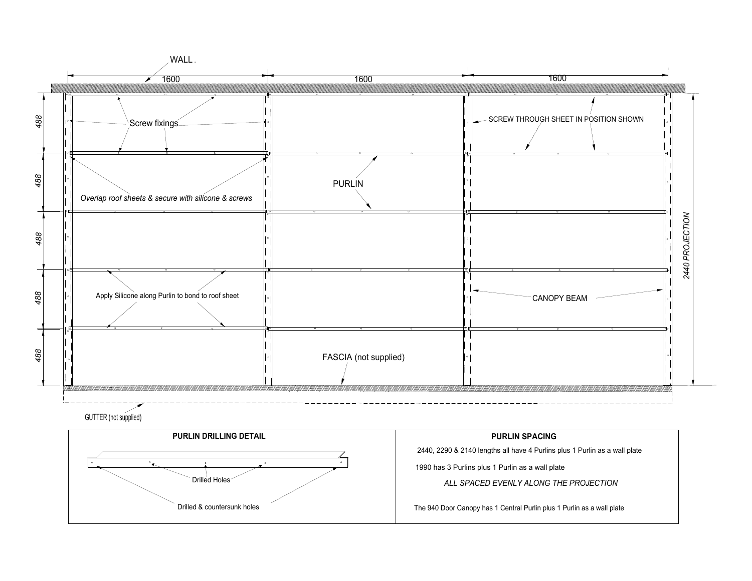WALL

1600 | 1600 | 1600

488

488

488

488

488

Screw fixings

SCREW THROUGH SHEET IN POSITION SHOWN

*Overlap roof sheets & secure with silicone & screws*

PURLIN

*2440 PROJECTION*

Apply Silicone along Purlin to bond to roof sheet

CANOPY BEAM

FASCIA (not supplied)

GUTTER (not supplied)

**PURLIN DRILLING DETAIL**

Drilled Holes

Drilled & countersunk holes

**PURLIN SPACING**

2440, 2290 & 2140 lengths all have 4 Purlins plus 1 Purlin as a wall plate

1990 has 3 Purlins plus 1 Purlin as a wall plate

*ALL SPACED EVENLY ALONG THE PROJECTION*

The 940 Door Canopy has 1 Central Purlin plus 1 Purlin as a wall plate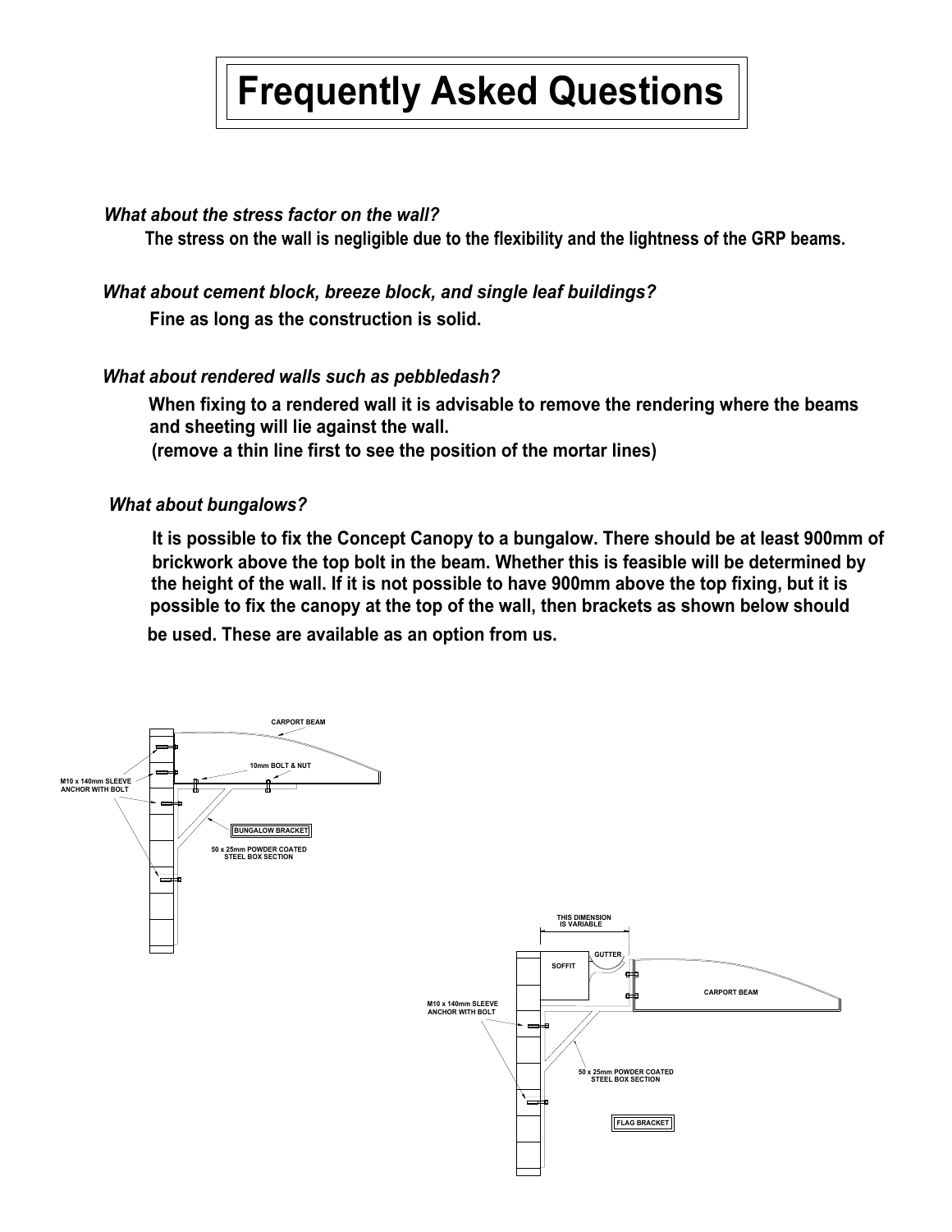# Frequently Asked Questions

***What about the stress factor on the wall?***

**The stress on the wall is negligible due to the flexibility and the lightness of the GRP beams.**

***What about cement block, breeze block, and single leaf buildings?***

**Fine as long as the construction is solid.**

***What about rendered walls such as pebbledash?***

**When fixing to a rendered wall it is advisable to remove the rendering where the beams and sheeting will lie against the wall.**
**(remove a thin line first to see the position of the mortar lines)**

***What about bungalows?***

**It is possible to fix the Concept Canopy to a bungalow. There should be at least 900mm of brickwork above the top bolt in the beam. Whether this is feasible will be determined by the height of the wall. If it is not possible to have 900mm above the top fixing, but it is possible to fix the canopy at the top of the wall, then brackets as shown below should be used. These are available as an option from us.**

CARPORT BEAM
10mm BOLT & NUT
M10 x 140mm SLEEVE ANCHOR WITH BOLT
BUNGALOW BRACKET
50 x 25mm POWDER COATED STEEL BOX SECTION

THIS DIMENSION IS VARIABLE
GUTTER
SOFFIT
CARPORT BEAM
M10 x 140mm SLEEVE ANCHOR WITH BOLT
50 x 25mm POWDER COATED STEEL BOX SECTION
FLAG BRACKET